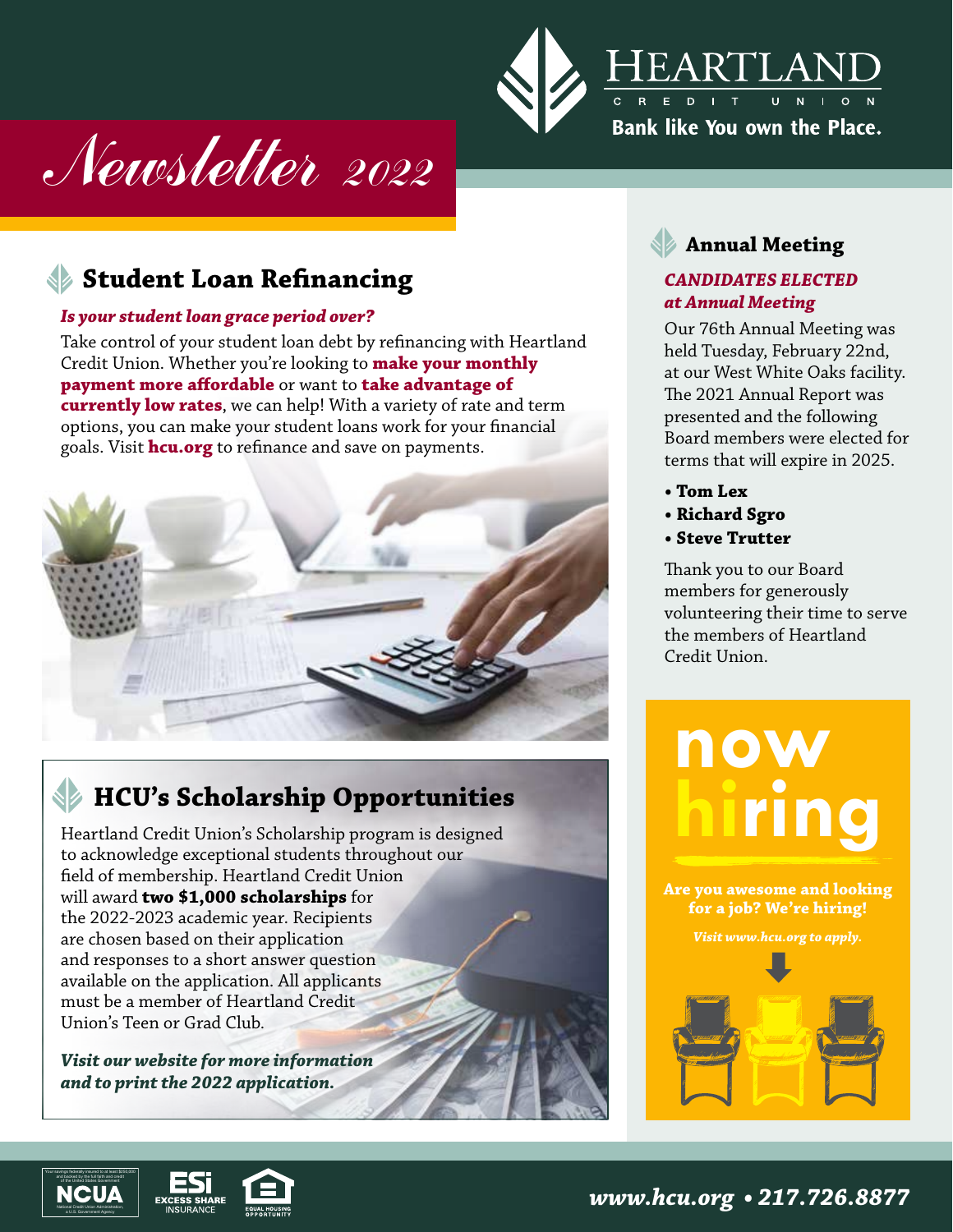HEARTLAND CREDIT UNION

Bank like You own the Place.

# Newsletter 2022

## Student Loan Refinancing

***Is your student loan grace period over?***

Take control of your student loan debt by refinancing with Heartland Credit Union. Whether you're looking to **make your monthly payment more affordable** or want to **take advantage of currently low rates**, we can help! With a variety of rate and term options, you can make your student loans work for your financial goals. Visit **hcu.org** to refinance and save on payments.

## HCU's Scholarship Opportunities

Heartland Credit Union's Scholarship program is designed to acknowledge exceptional students throughout our field of membership. Heartland Credit Union will award **two $1,000 scholarships** for the 2022-2023 academic year. Recipients are chosen based on their application and responses to a short answer question available on the application. All applicants must be a member of Heartland Credit Union's Teen or Grad Club.

***Visit our website for more information and to print the 2022 application.***

## Annual Meeting

***CANDIDATES ELECTED at Annual Meeting***

Our 76th Annual Meeting was held Tuesday, February 22nd, at our West White Oaks facility. The 2021 Annual Report was presented and the following Board members were elected for terms that will expire in 2025.

- **Tom Lex**
- **Richard Sgro**
- **Steve Trutter**

Thank you to our Board members for generously volunteering their time to serve the members of Heartland Credit Union.

## now hiring

**Are you awesome and looking for a job? We're hiring!**

*Visit www.hcu.org to apply.*

***www.hcu.org • 217.726.8877***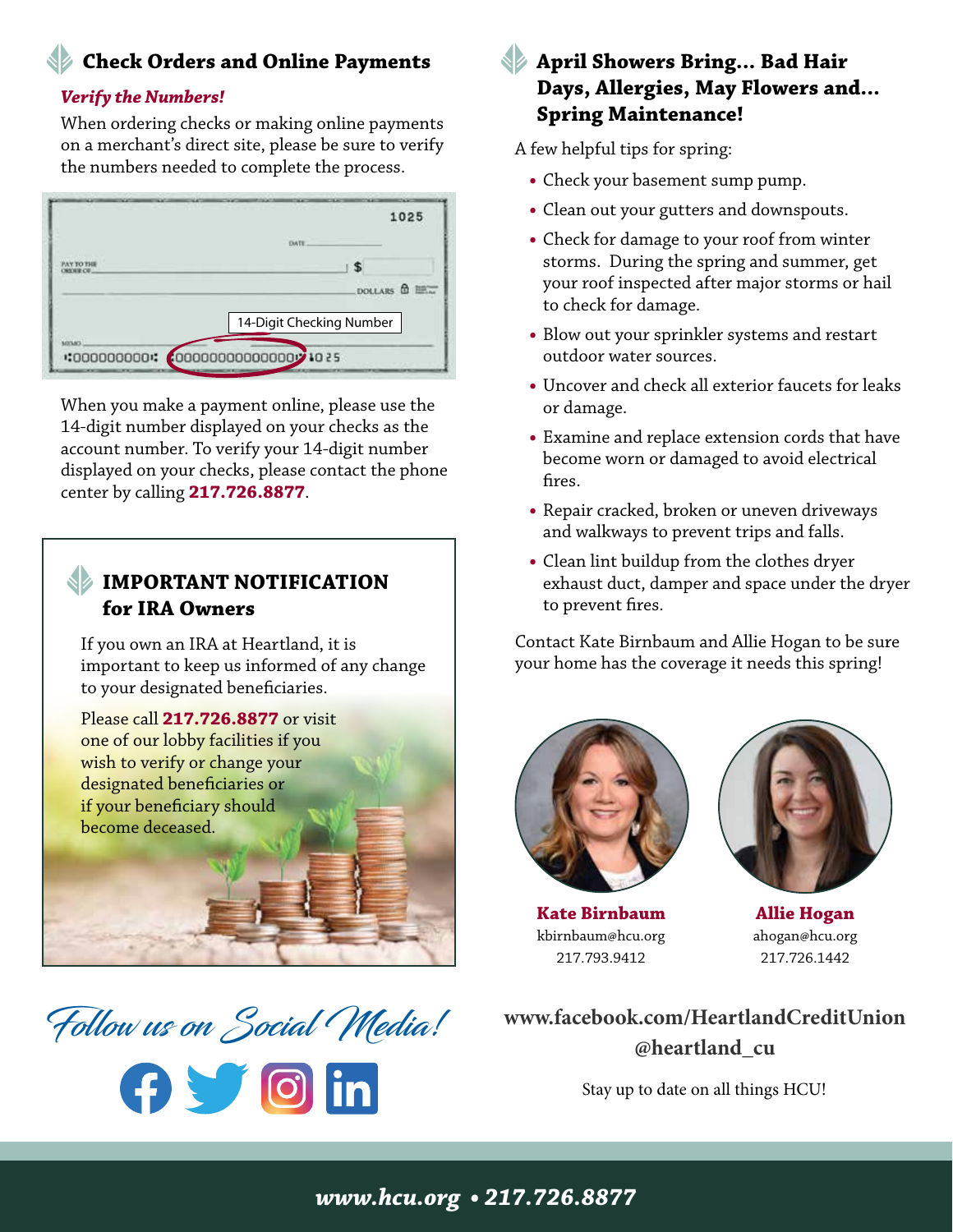## Check Orders and Online Payments

***Verify the Numbers!***

When ordering checks or making online payments on a merchant's direct site, please be sure to verify the numbers needed to complete the process.

14-Digit Checking Number

When you make a payment online, please use the 14-digit number displayed on your checks as the account number. To verify your 14-digit number displayed on your checks, please contact the phone center by calling **217.726.8877**.

## IMPORTANT NOTIFICATION for IRA Owners

If you own an IRA at Heartland, it is important to keep us informed of any change to your designated beneficiaries.

Please call **217.726.8877** or visit one of our lobby facilities if you wish to verify or change your designated beneficiaries or if your beneficiary should become deceased.

## April Showers Bring... Bad Hair Days, Allergies, May Flowers and... Spring Maintenance!

A few helpful tips for spring:

- Check your basement sump pump.
- Clean out your gutters and downspouts.
- Check for damage to your roof from winter storms. During the spring and summer, get your roof inspected after major storms or hail to check for damage.
- Blow out your sprinkler systems and restart outdoor water sources.
- Uncover and check all exterior faucets for leaks or damage.
- Examine and replace extension cords that have become worn or damaged to avoid electrical fires.
- Repair cracked, broken or uneven driveways and walkways to prevent trips and falls.
- Clean lint buildup from the clothes dryer exhaust duct, damper and space under the dryer to prevent fires.

Contact Kate Birnbaum and Allie Hogan to be sure your home has the coverage it needs this spring!

**Kate Birnbaum**
kbirnbaum@hcu.org
217.793.9412

**Allie Hogan**
ahogan@hcu.org
217.726.1442

*Follow us on Social Media!*

**www.facebook.com/HeartlandCreditUnion**
**@heartland_cu**

Stay up to date on all things HCU!

***www.hcu.org • 217.726.8877***